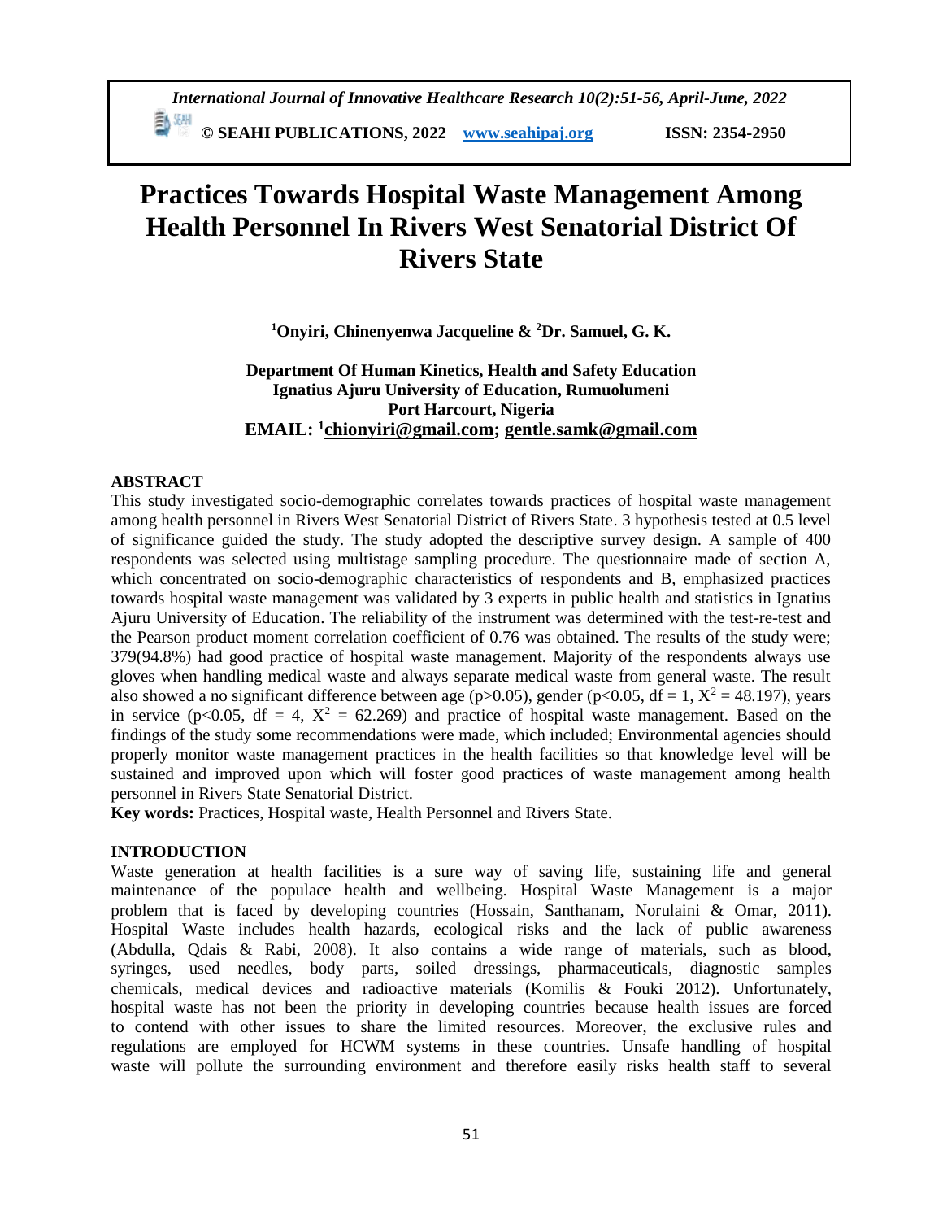# Practices Towards Hospital Waste Management Among Health Personnel In Rivers West Senatorial District Of Rivers State

**[1]Onyiri, Chinenyenwa Jacqueline & [2]Dr. Samuel, G. K.**

**Department Of Human Kinetics, Health and Safety Education**
**Ignatius Ajuru University of Education, Rumuolumeni**
**Port Harcourt, Nigeria**
**EMAIL: [1]chionyiri@gmail.com; gentle.samk@gmail.com**

## ABSTRACT

This study investigated socio-demographic correlates towards practices of hospital waste management among health personnel in Rivers West Senatorial District of Rivers State. 3 hypothesis tested at 0.5 level of significance guided the study. The study adopted the descriptive survey design. A sample of 400 respondents was selected using multistage sampling procedure. The questionnaire made of section A, which concentrated on socio-demographic characteristics of respondents and B, emphasized practices towards hospital waste management was validated by 3 experts in public health and statistics in Ignatius Ajuru University of Education. The reliability of the instrument was determined with the test-re-test and the Pearson product moment correlation coefficient of 0.76 was obtained. The results of the study were; 379(94.8%) had good practice of hospital waste management. Majority of the respondents always use gloves when handling medical waste and always separate medical waste from general waste. The result also showed a no significant difference between age ($p>0.05$), gender ($p<0.05$, $df = 1$, $X^2 = 48.197$), years in service ($p<0.05$, $df = 4$, $X^2 = 62.269$) and practice of hospital waste management. Based on the findings of the study some recommendations were made, which included; Environmental agencies should properly monitor waste management practices in the health facilities so that knowledge level will be sustained and improved upon which will foster good practices of waste management among health personnel in Rivers State Senatorial District.

**Key words:** Practices, Hospital waste, Health Personnel and Rivers State.

## INTRODUCTION

Waste generation at health facilities is a sure way of saving life, sustaining life and general maintenance of the populace health and wellbeing. Hospital Waste Management is a major problem that is faced by developing countries (Hossain, Santhanam, Norulaini & Omar, 2011). Hospital Waste includes health hazards, ecological risks and the lack of public awareness (Abdulla, Qdais & Rabi, 2008). It also contains a wide range of materials, such as blood, syringes, used needles, body parts, soiled dressings, pharmaceuticals, diagnostic samples chemicals, medical devices and radioactive materials (Komilis & Fouki 2012). Unfortunately, hospital waste has not been the priority in developing countries because health issues are forced to contend with other issues to share the limited resources. Moreover, the exclusive rules and regulations are employed for HCWM systems in these countries. Unsafe handling of hospital waste will pollute the surrounding environment and therefore easily risks health staff to several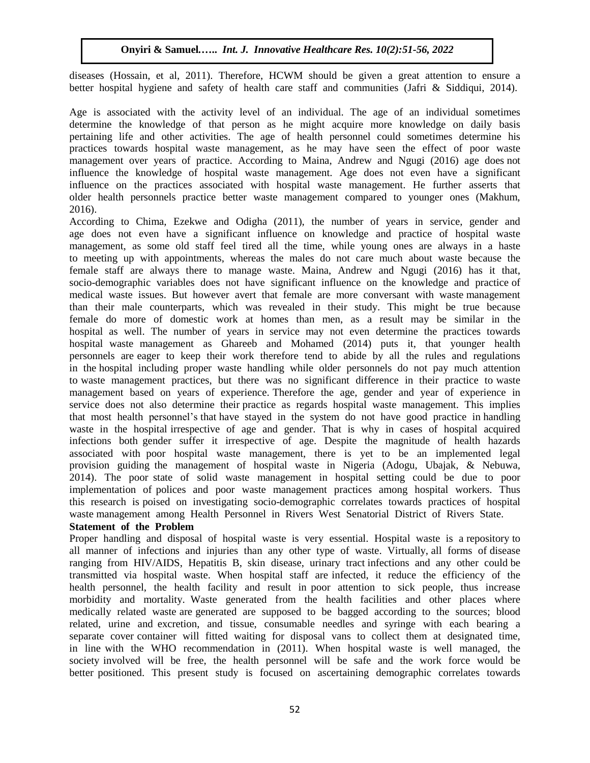diseases (Hossain, et al, 2011). Therefore, HCWM should be given a great attention to ensure a better hospital hygiene and safety of health care staff and communities (Jafri & Siddiqui, 2014).

Age is associated with the activity level of an individual. The age of an individual sometimes determine the knowledge of that person as he might acquire more knowledge on daily basis pertaining life and other activities. The age of health personnel could sometimes determine his practices towards hospital waste management, as he may have seen the effect of poor waste management over years of practice. According to Maina, Andrew and Ngugi (2016) age does not influence the knowledge of hospital waste management. Age does not even have a significant influence on the practices associated with hospital waste management. He further asserts that older health personnels practice better waste management compared to younger ones (Makhum, 2016).

According to Chima, Ezekwe and Odigha (2011), the number of years in service, gender and age does not even have a significant influence on knowledge and practice of hospital waste management, as some old staff feel tired all the time, while young ones are always in a haste to meeting up with appointments, whereas the males do not care much about waste because the female staff are always there to manage waste. Maina, Andrew and Ngugi (2016) has it that, socio-demographic variables does not have significant influence on the knowledge and practice of medical waste issues. But however avert that female are more conversant with waste management than their male counterparts, which was revealed in their study. This might be true because female do more of domestic work at homes than men, as a result may be similar in the hospital as well. The number of years in service may not even determine the practices towards hospital waste management as Ghareeb and Mohamed (2014) puts it, that younger health personnels are eager to keep their work therefore tend to abide by all the rules and regulations in the hospital including proper waste handling while older personnels do not pay much attention to waste management practices, but there was no significant difference in their practice to waste management based on years of experience. Therefore the age, gender and year of experience in service does not also determine their practice as regards hospital waste management. This implies that most health personnel's that have stayed in the system do not have good practice in handling waste in the hospital irrespective of age and gender. That is why in cases of hospital acquired infections both gender suffer it irrespective of age. Despite the magnitude of health hazards associated with poor hospital waste management, there is yet to be an implemented legal provision guiding the management of hospital waste in Nigeria (Adogu, Ubajak, & Nebuwa, 2014). The poor state of solid waste management in hospital setting could be due to poor implementation of polices and poor waste management practices among hospital workers. Thus this research is poised on investigating socio-demographic correlates towards practices of hospital waste management among Health Personnel in Rivers West Senatorial District of Rivers State.

**Statement of the Problem**

Proper handling and disposal of hospital waste is very essential. Hospital waste is a repository to all manner of infections and injuries than any other type of waste. Virtually, all forms of disease ranging from HIV/AIDS, Hepatitis B, skin disease, urinary tract infections and any other could be transmitted via hospital waste. When hospital staff are infected, it reduce the efficiency of the health personnel, the health facility and result in poor attention to sick people, thus increase morbidity and mortality. Waste generated from the health facilities and other places where medically related waste are generated are supposed to be bagged according to the sources; blood related, urine and excretion, and tissue, consumable needles and syringe with each bearing a separate cover container will fitted waiting for disposal vans to collect them at designated time, in line with the WHO recommendation in (2011). When hospital waste is well managed, the society involved will be free, the health personnel will be safe and the work force would be better positioned. This present study is focused on ascertaining demographic correlates towards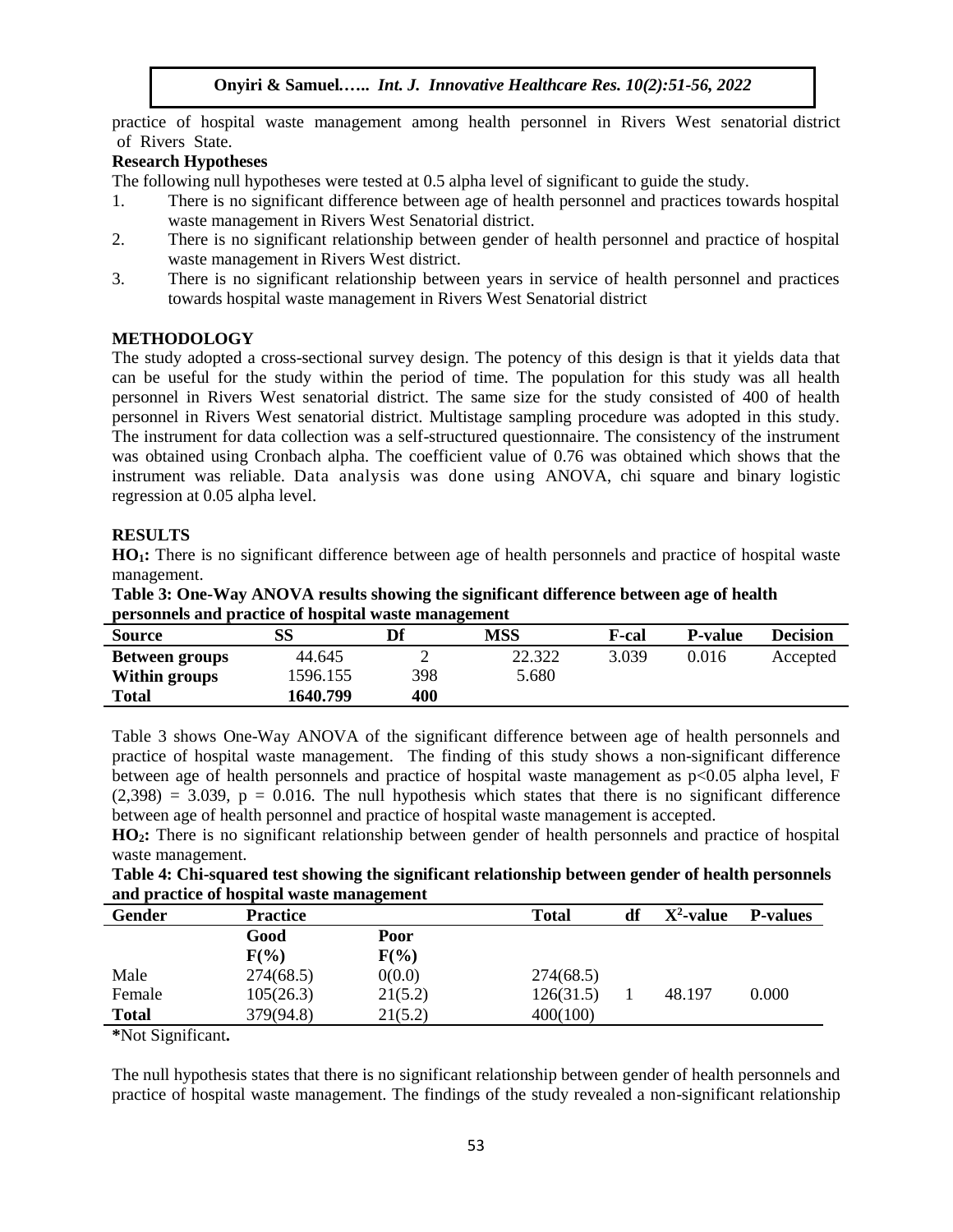practice of hospital waste management among health personnel in Rivers West senatorial district of Rivers State.

**Research Hypotheses**

The following null hypotheses were tested at 0.5 alpha level of significant to guide the study.

1. There is no significant difference between age of health personnel and practices towards hospital waste management in Rivers West Senatorial district.
2. There is no significant relationship between gender of health personnel and practice of hospital waste management in Rivers West district.
3. There is no significant relationship between years in service of health personnel and practices towards hospital waste management in Rivers West Senatorial district

## METHODOLOGY

The study adopted a cross-sectional survey design. The potency of this design is that it yields data that can be useful for the study within the period of time. The population for this study was all health personnel in Rivers West senatorial district. The same size for the study consisted of 400 of health personnel in Rivers West senatorial district. Multistage sampling procedure was adopted in this study. The instrument for data collection was a self-structured questionnaire. The consistency of the instrument was obtained using Cronbach alpha. The coefficient value of 0.76 was obtained which shows that the instrument was reliable. Data analysis was done using ANOVA, chi square and binary logistic regression at 0.05 alpha level.

## RESULTS

**$HO_1$:** There is no significant difference between age of health personnels and practice of hospital waste management.

**Table 3: One-Way ANOVA results showing the significant difference between age of health personnels and practice of hospital waste management**

| Source | SS | Df | MSS | F-cal | P-value | Decision |
|---|---|---|---|---|---|---|
| **Between groups** | 44.645 | 2 | 22.322 | 3.039 | 0.016 | Accepted |
| **Within groups** | 1596.155 | 398 | 5.680 | | | |
| **Total** | **1640.799** | **400** | | | | |

Table 3 shows One-Way ANOVA of the significant difference between age of health personnels and practice of hospital waste management. The finding of this study shows a non-significant difference between age of health personnels and practice of hospital waste management as $p<0.05$ alpha level, $F(2,398) = 3.039$, $p = 0.016$. The null hypothesis which states that there is no significant difference between age of health personnel and practice of hospital waste management is accepted.

**$HO_2$:** There is no significant relationship between gender of health personnels and practice of hospital waste management.

**Table 4: Chi-squared test showing the significant relationship between gender of health personnels and practice of hospital waste management**

| Gender | Practice | | Total | df | $X^2$-value | P-values |
|---|---|---|---|---|---|---|
| | **Good F(%)** | **Poor F(%)** | | | | |
| Male | 274(68.5) | 0(0.0) | 274(68.5) | | | |
| Female | 105(26.3) | 21(5.2) | 126(31.5) | 1 | 48.197 | 0.000 |
| **Total** | 379(94.8) | 21(5.2) | 400(100) | | | |

***Not Significant.**

The null hypothesis states that there is no significant relationship between gender of health personnels and practice of hospital waste management. The findings of the study revealed a non-significant relationship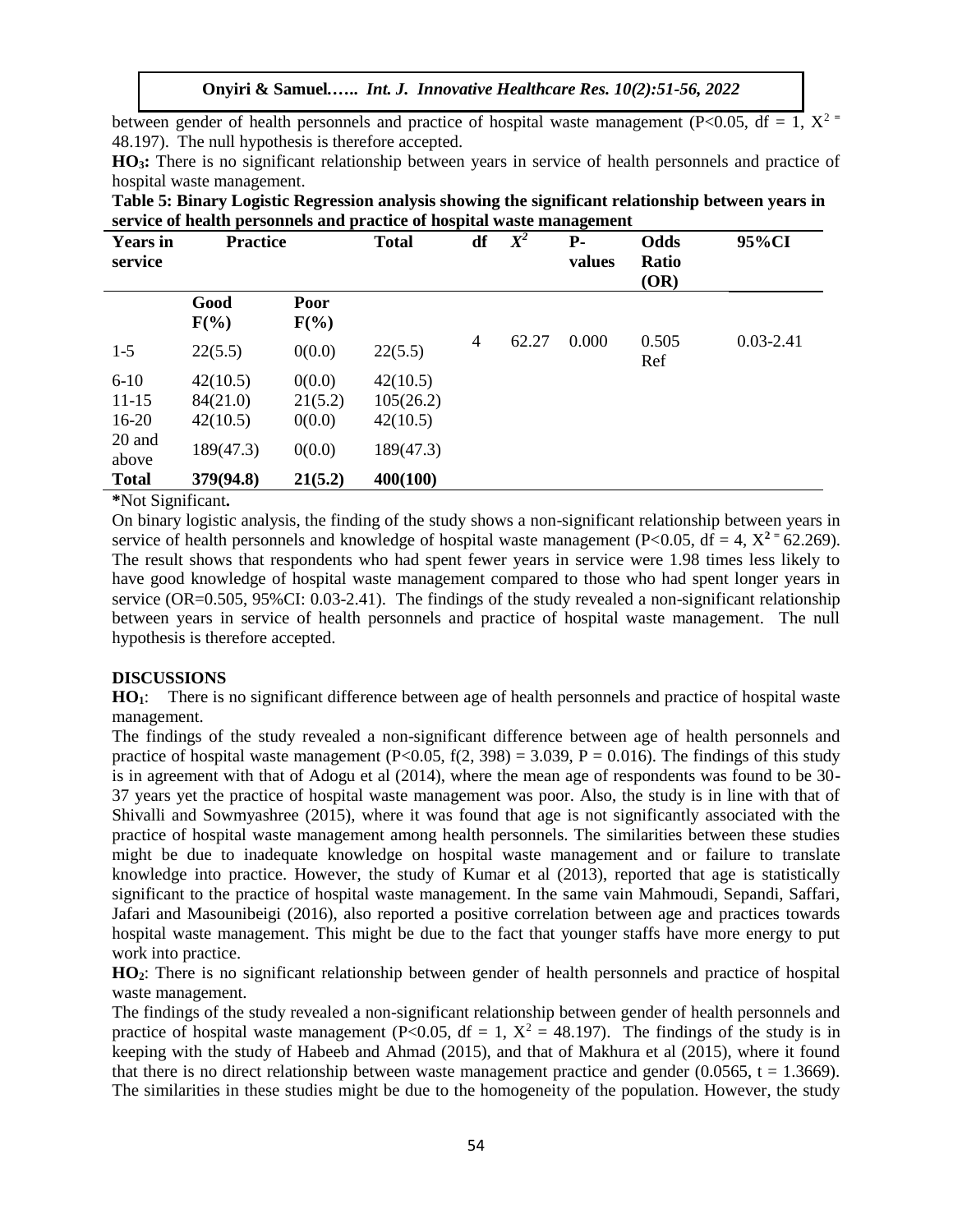between gender of health personnels and practice of hospital waste management ($P<0.05$, df = 1, $X^2 = 48.197$). The null hypothesis is therefore accepted.

**HO₃:** There is no significant relationship between years in service of health personnels and practice of hospital waste management.

**Table 5: Binary Logistic Regression analysis showing the significant relationship between years in service of health personnels and practice of hospital waste management**

| Years in service | Practice | | Total | df | $X^2$ | P-values | Odds Ratio (OR) | 95%CI |
|---|---|---|---|---|---|---|---|---|
| | Good F(%) | Poor F(%) | | | | | | |
| 1-5 | 22(5.5) | 0(0.0) | 22(5.5) | 4 | 62.27 | 0.000 | 0.505 Ref | 0.03-2.41 |
| 6-10 | 42(10.5) | 0(0.0) | 42(10.5) | | | | | |
| 11-15 | 84(21.0) | 21(5.2) | 105(26.2) | | | | | |
| 16-20 | 42(10.5) | 0(0.0) | 42(10.5) | | | | | |
| 20 and above | 189(47.3) | 0(0.0) | 189(47.3) | | | | | |
| **Total** | **379(94.8)** | **21(5.2)** | **400(100)** | | | | | |

***Not Significant.**

On binary logistic analysis, the finding of the study shows a non-significant relationship between years in service of health personnels and knowledge of hospital waste management ($P<0.05$, df = 4, $X^2 = 62.269$). The result shows that respondents who had spent fewer years in service were 1.98 times less likely to have good knowledge of hospital waste management compared to those who had spent longer years in service (OR=0.505, 95%CI: 0.03-2.41). The findings of the study revealed a non-significant relationship between years in service of health personnels and practice of hospital waste management. The null hypothesis is therefore accepted.

## DISCUSSIONS

**HO₁**: There is no significant difference between age of health personnels and practice of hospital waste management.

The findings of the study revealed a non-significant difference between age of health personnels and practice of hospital waste management ($P<0.05$, $f(2, 398) = 3.039$, $P = 0.016$). The findings of this study is in agreement with that of Adogu et al (2014), where the mean age of respondents was found to be 30-37 years yet the practice of hospital waste management was poor. Also, the study is in line with that of Shivalli and Sowmyashree (2015), where it was found that age is not significantly associated with the practice of hospital waste management among health personnels. The similarities between these studies might be due to inadequate knowledge on hospital waste management and or failure to translate knowledge into practice. However, the study of Kumar et al (2013), reported that age is statistically significant to the practice of hospital waste management. In the same vain Mahmoudi, Sepandi, Saffari, Jafari and Masounibeigi (2016), also reported a positive correlation between age and practices towards hospital waste management. This might be due to the fact that younger staffs have more energy to put work into practice.

**HO₂**: There is no significant relationship between gender of health personnels and practice of hospital waste management.

The findings of the study revealed a non-significant relationship between gender of health personnels and practice of hospital waste management ($P<0.05$, df = 1, $X^2 = 48.197$). The findings of the study is in keeping with the study of Habeeb and Ahmad (2015), and that of Makhura et al (2015), where it found that there is no direct relationship between waste management practice and gender (0.0565, $t = 1.3669$). The similarities in these studies might be due to the homogeneity of the population. However, the study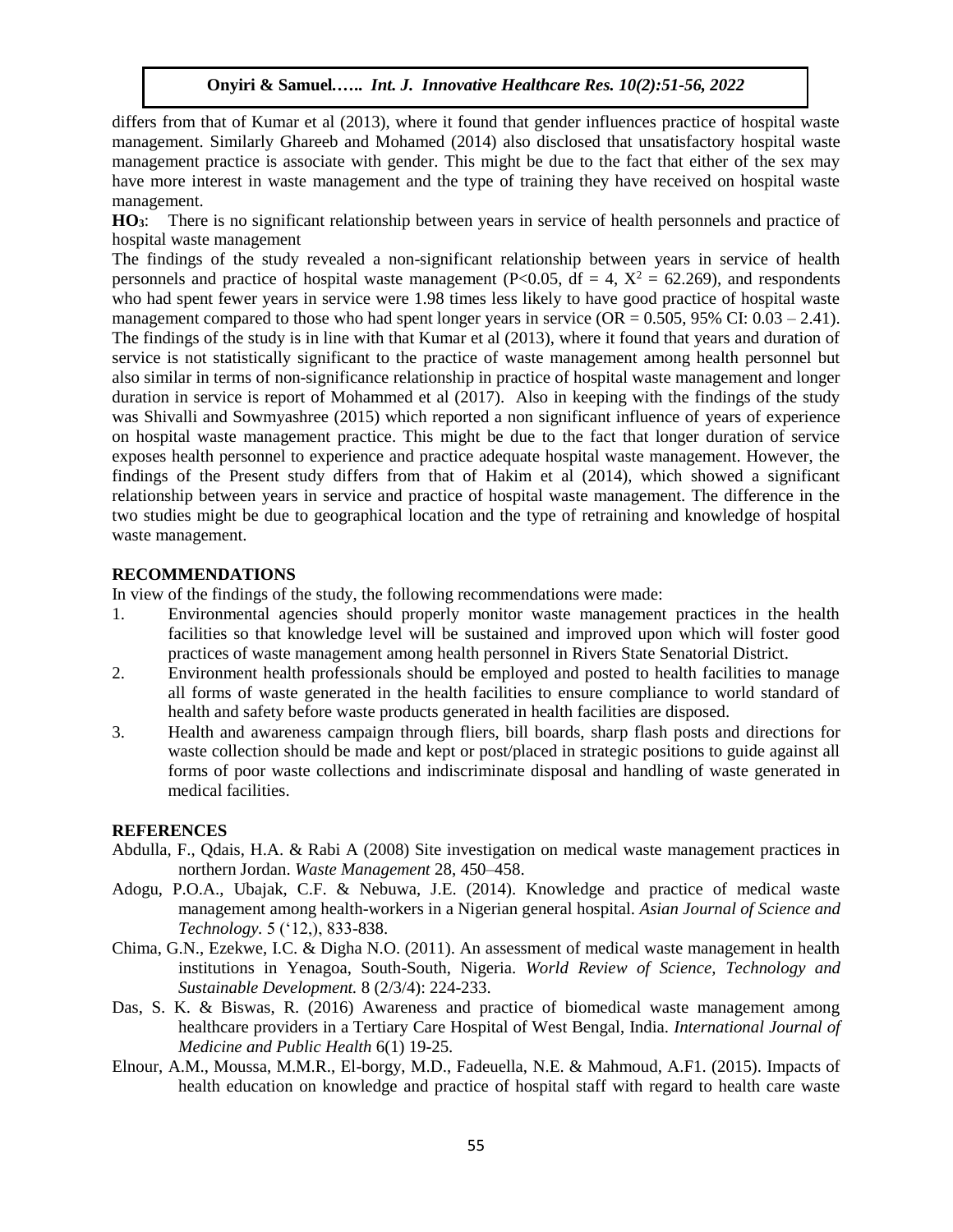differs from that of Kumar et al (2013), where it found that gender influences practice of hospital waste management. Similarly Ghareeb and Mohamed (2014) also disclosed that unsatisfactory hospital waste management practice is associate with gender. This might be due to the fact that either of the sex may have more interest in waste management and the type of training they have received on hospital waste management.

**HO$_3$**: There is no significant relationship between years in service of health personnels and practice of hospital waste management

The findings of the study revealed a non-significant relationship between years in service of health personnels and practice of hospital waste management ($P<0.05$, $df = 4$, $X^2 = 62.269$), and respondents who had spent fewer years in service were 1.98 times less likely to have good practice of hospital waste management compared to those who had spent longer years in service (OR = 0.505, 95% CI: 0.03 – 2.41). The findings of the study is in line with that Kumar et al (2013), where it found that years and duration of service is not statistically significant to the practice of waste management among health personnel but also similar in terms of non-significance relationship in practice of hospital waste management and longer duration in service is report of Mohammed et al (2017). Also in keeping with the findings of the study was Shivalli and Sowmyashree (2015) which reported a non significant influence of years of experience on hospital waste management practice. This might be due to the fact that longer duration of service exposes health personnel to experience and practice adequate hospital waste management. However, the findings of the Present study differs from that of Hakim et al (2014), which showed a significant relationship between years in service and practice of hospital waste management. The difference in the two studies might be due to geographical location and the type of retraining and knowledge of hospital waste management.

## RECOMMENDATIONS

In view of the findings of the study, the following recommendations were made:

1. Environmental agencies should properly monitor waste management practices in the health facilities so that knowledge level will be sustained and improved upon which will foster good practices of waste management among health personnel in Rivers State Senatorial District.
2. Environment health professionals should be employed and posted to health facilities to manage all forms of waste generated in the health facilities to ensure compliance to world standard of health and safety before waste products generated in health facilities are disposed.
3. Health and awareness campaign through fliers, bill boards, sharp flash posts and directions for waste collection should be made and kept or post/placed in strategic positions to guide against all forms of poor waste collections and indiscriminate disposal and handling of waste generated in medical facilities.

## REFERENCES

Abdulla, F., Qdais, H.A. & Rabi A (2008) Site investigation on medical waste management practices in northern Jordan. *Waste Management* 28, 450–458.

Adogu, P.O.A., Ubajak, C.F. & Nebuwa, J.E. (2014). Knowledge and practice of medical waste management among health-workers in a Nigerian general hospital. *Asian Journal of Science and Technology.* 5 ('12,), 833-838.

Chima, G.N., Ezekwe, I.C. & Digha N.O. (2011). An assessment of medical waste management in health institutions in Yenagoa, South-South, Nigeria. *World Review of Science, Technology and Sustainable Development.* 8 (2/3/4): 224-233.

Das, S. K. & Biswas, R. (2016) Awareness and practice of biomedical waste management among healthcare providers in a Tertiary Care Hospital of West Bengal, India. *International Journal of Medicine and Public Health* 6(1) 19-25.

Elnour, A.M., Moussa, M.M.R., El-borgy, M.D., Fadeuella, N.E. & Mahmoud, A.F1. (2015). Impacts of health education on knowledge and practice of hospital staff with regard to health care waste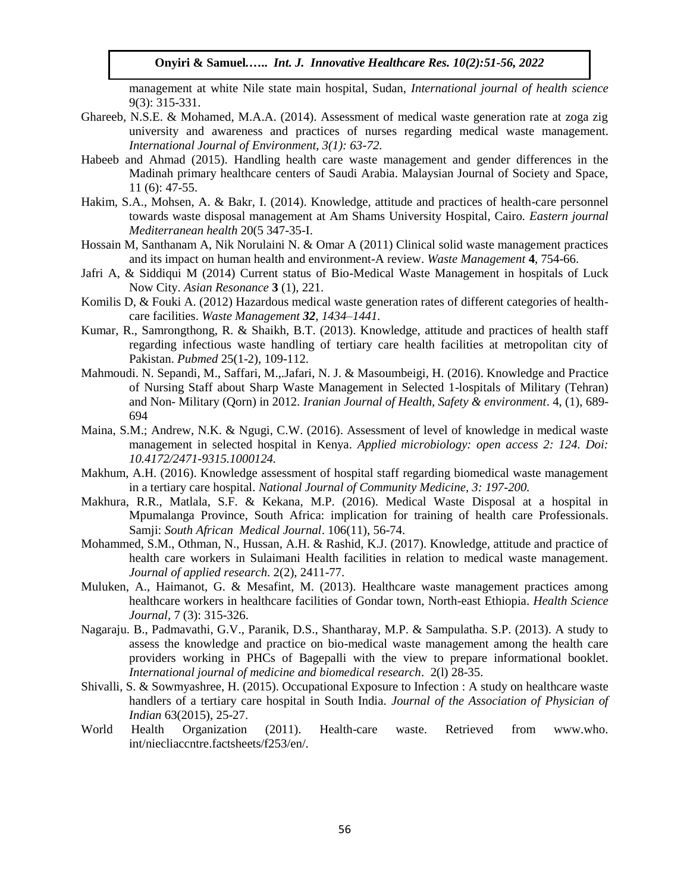management at white Nile state main hospital, Sudan, *International journal of health science* 9(3): 315-331.

Ghareeb, N.S.E. & Mohamed, M.A.A. (2014). Assessment of medical waste generation rate at zoga zig university and awareness and practices of nurses regarding medical waste management. *International Journal of Environment, 3(1): 63-72.*

Habeeb and Ahmad (2015). Handling health care waste management and gender differences in the Madinah primary healthcare centers of Saudi Arabia. Malaysian Journal of Society and Space, 11 (6): 47-55.

Hakim, S.A., Mohsen, A. & Bakr, I. (2014). Knowledge, attitude and practices of health-care personnel towards waste disposal management at Am Shams University Hospital, Cairo. *Eastern journal Mediterranean health* 20(5 347-35-I.

Hossain M, Santhanam A, Nik Norulaini N. & Omar A (2011) Clinical solid waste management practices and its impact on human health and environment-A review. *Waste Management* **4**, 754-66.

Jafri A, & Siddiqui M (2014) Current status of Bio-Medical Waste Management in hospitals of Luck Now City. *Asian Resonance* **3** (1), 221.

Komilis D, & Fouki A. (2012) Hazardous medical waste generation rates of different categories of health-care facilities. *Waste Management **32**, 1434–1441.*

Kumar, R., Samrongthong, R. & Shaikh, B.T. (2013). Knowledge, attitude and practices of health staff regarding infectious waste handling of tertiary care health facilities at metropolitan city of Pakistan. *Pubmed* 25(1-2), 109-112.

Mahmoudi. N. Sepandi, M., Saffari, M.,.Jafari, N. J. & Masoumbeigi, H. (2016). Knowledge and Practice of Nursing Staff about Sharp Waste Management in Selected 1-lospitals of Military (Tehran) and Non- Military (Qorn) in 2012. *Iranian Journal of Health, Safety & environment*. 4, (1), 689-694

Maina, S.M.; Andrew, N.K. & Ngugi, C.W. (2016). Assessment of level of knowledge in medical waste management in selected hospital in Kenya. *Applied microbiology: open access 2: 124. Doi: 10.4172/2471-9315.1000124.*

Makhum, A.H. (2016). Knowledge assessment of hospital staff regarding biomedical waste management in a tertiary care hospital. *National Journal of Community Medicine, 3: 197-200.*

Makhura, R.R., Matlala, S.F. & Kekana, M.P. (2016). Medical Waste Disposal at a hospital in Mpumalanga Province, South Africa: implication for training of health care Professionals. Samji: *South African Medical Journal*. 106(11), 56-74.

Mohammed, S.M., Othman, N., Hussan, A.H. & Rashid, K.J. (2017). Knowledge, attitude and practice of health care workers in Sulaimani Health facilities in relation to medical waste management. *Journal of applied research*. 2(2), 2411-77.

Muluken, A., Haimanot, G. & Mesafint, M. (2013). Healthcare waste management practices among healthcare workers in healthcare facilities of Gondar town, North-east Ethiopia. *Health Science Journal,* 7 (3): 315-326.

Nagaraju. B., Padmavathi, G.V., Paranik, D.S., Shantharay, M.P. & Sampulatha. S.P. (2013). A study to assess the knowledge and practice on bio-medical waste management among the health care providers working in PHCs of Bagepalli with the view to prepare informational booklet. *International journal of medicine and biomedical research*. 2(l) 28-35.

Shivalli, S. & Sowmyashree, H. (2015). Occupational Exposure to Infection : A study on healthcare waste handlers of a tertiary care hospital in South India. *Journal of the Association of Physician of Indian* 63(2015), 25-27.

World Health Organization (2011). Health-care waste. Retrieved from www.who. int/niecliaccntre.factsheets/f253/en/.